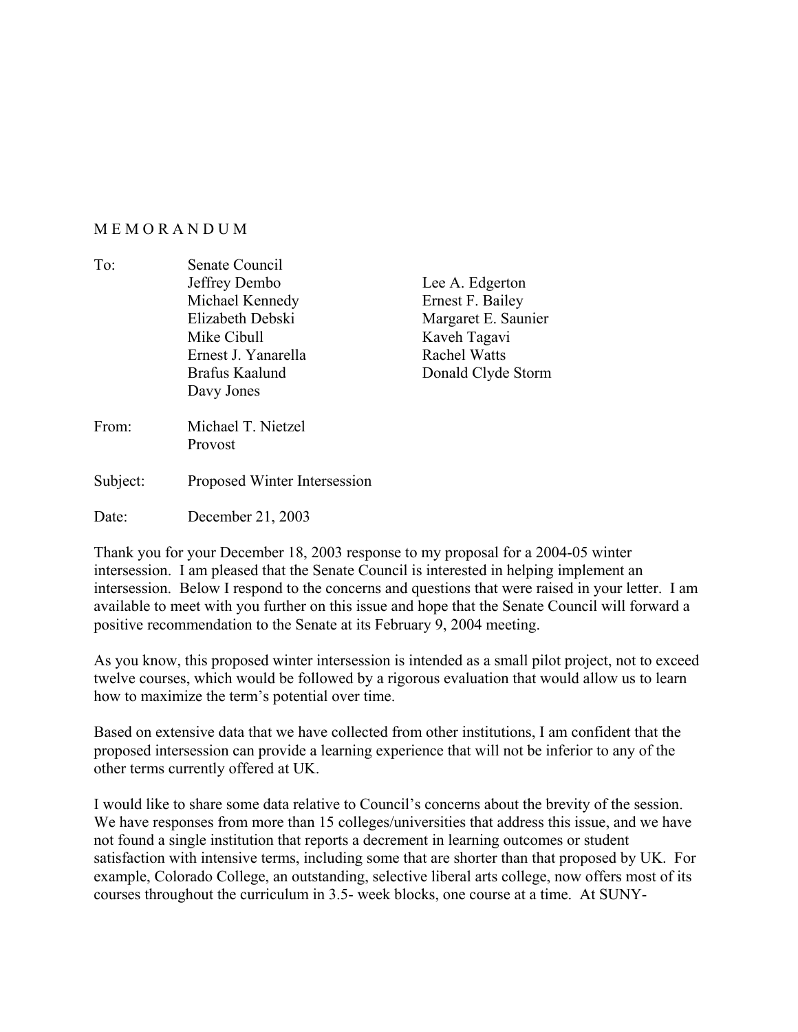# M E M O R A N D U M

To: Senate Council
Jeffrey Dembo
Michael Kennedy
Elizabeth Debski
Mike Cibull
Ernest J. Yanarella
Brafus Kaalund
Davy Jones
Lee A. Edgerton
Ernest F. Bailey
Margaret E. Saunier
Kaveh Tagavi
Rachel Watts
Donald Clyde Storm

From: Michael T. Nietzel
Provost

Subject: Proposed Winter Intersession

Date: December 21, 2003

Thank you for your December 18, 2003 response to my proposal for a 2004-05 winter intersession. I am pleased that the Senate Council is interested in helping implement an intersession. Below I respond to the concerns and questions that were raised in your letter. I am available to meet with you further on this issue and hope that the Senate Council will forward a positive recommendation to the Senate at its February 9, 2004 meeting.

As you know, this proposed winter intersession is intended as a small pilot project, not to exceed twelve courses, which would be followed by a rigorous evaluation that would allow us to learn how to maximize the term's potential over time.

Based on extensive data that we have collected from other institutions, I am confident that the proposed intersession can provide a learning experience that will not be inferior to any of the other terms currently offered at UK.

I would like to share some data relative to Council's concerns about the brevity of the session. We have responses from more than 15 colleges/universities that address this issue, and we have not found a single institution that reports a decrement in learning outcomes or student satisfaction with intensive terms, including some that are shorter than that proposed by UK. For example, Colorado College, an outstanding, selective liberal arts college, now offers most of its courses throughout the curriculum in 3.5- week blocks, one course at a time. At SUNY-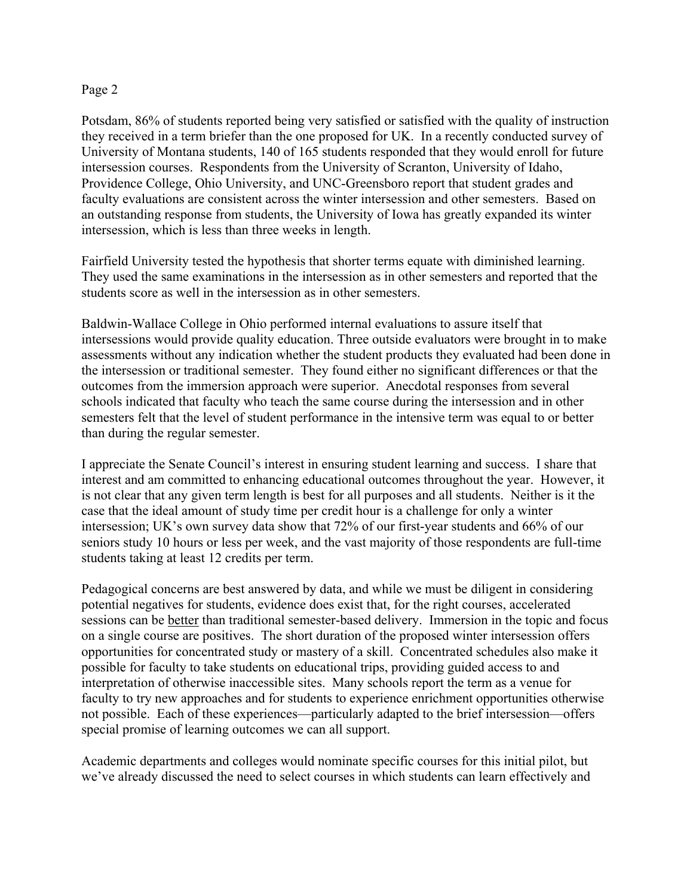Potsdam, 86% of students reported being very satisfied or satisfied with the quality of instruction they received in a term briefer than the one proposed for UK. In a recently conducted survey of University of Montana students, 140 of 165 students responded that they would enroll for future intersession courses. Respondents from the University of Scranton, University of Idaho, Providence College, Ohio University, and UNC-Greensboro report that student grades and faculty evaluations are consistent across the winter intersession and other semesters. Based on an outstanding response from students, the University of Iowa has greatly expanded its winter intersession, which is less than three weeks in length.

Fairfield University tested the hypothesis that shorter terms equate with diminished learning. They used the same examinations in the intersession as in other semesters and reported that the students score as well in the intersession as in other semesters.

Baldwin-Wallace College in Ohio performed internal evaluations to assure itself that intersessions would provide quality education. Three outside evaluators were brought in to make assessments without any indication whether the student products they evaluated had been done in the intersession or traditional semester. They found either no significant differences or that the outcomes from the immersion approach were superior. Anecdotal responses from several schools indicated that faculty who teach the same course during the intersession and in other semesters felt that the level of student performance in the intensive term was equal to or better than during the regular semester.

I appreciate the Senate Council's interest in ensuring student learning and success. I share that interest and am committed to enhancing educational outcomes throughout the year. However, it is not clear that any given term length is best for all purposes and all students. Neither is it the case that the ideal amount of study time per credit hour is a challenge for only a winter intersession; UK's own survey data show that 72% of our first-year students and 66% of our seniors study 10 hours or less per week, and the vast majority of those respondents are full-time students taking at least 12 credits per term.

Pedagogical concerns are best answered by data, and while we must be diligent in considering potential negatives for students, evidence does exist that, for the right courses, accelerated sessions can be <u>better</u> than traditional semester-based delivery. Immersion in the topic and focus on a single course are positives. The short duration of the proposed winter intersession offers opportunities for concentrated study or mastery of a skill. Concentrated schedules also make it possible for faculty to take students on educational trips, providing guided access to and interpretation of otherwise inaccessible sites. Many schools report the term as a venue for faculty to try new approaches and for students to experience enrichment opportunities otherwise not possible. Each of these experiences—particularly adapted to the brief intersession—offers special promise of learning outcomes we can all support.

Academic departments and colleges would nominate specific courses for this initial pilot, but we've already discussed the need to select courses in which students can learn effectively and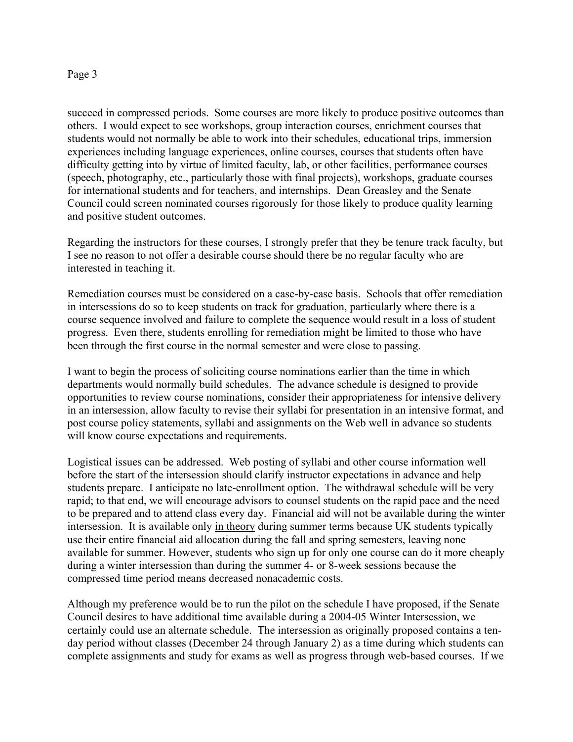succeed in compressed periods. Some courses are more likely to produce positive outcomes than others. I would expect to see workshops, group interaction courses, enrichment courses that students would not normally be able to work into their schedules, educational trips, immersion experiences including language experiences, online courses, courses that students often have difficulty getting into by virtue of limited faculty, lab, or other facilities, performance courses (speech, photography, etc., particularly those with final projects), workshops, graduate courses for international students and for teachers, and internships. Dean Greasley and the Senate Council could screen nominated courses rigorously for those likely to produce quality learning and positive student outcomes.

Regarding the instructors for these courses, I strongly prefer that they be tenure track faculty, but I see no reason to not offer a desirable course should there be no regular faculty who are interested in teaching it.

Remediation courses must be considered on a case-by-case basis. Schools that offer remediation in intersessions do so to keep students on track for graduation, particularly where there is a course sequence involved and failure to complete the sequence would result in a loss of student progress. Even there, students enrolling for remediation might be limited to those who have been through the first course in the normal semester and were close to passing.

I want to begin the process of soliciting course nominations earlier than the time in which departments would normally build schedules. The advance schedule is designed to provide opportunities to review course nominations, consider their appropriateness for intensive delivery in an intersession, allow faculty to revise their syllabi for presentation in an intensive format, and post course policy statements, syllabi and assignments on the Web well in advance so students will know course expectations and requirements.

Logistical issues can be addressed. Web posting of syllabi and other course information well before the start of the intersession should clarify instructor expectations in advance and help students prepare. I anticipate no late-enrollment option. The withdrawal schedule will be very rapid; to that end, we will encourage advisors to counsel students on the rapid pace and the need to be prepared and to attend class every day. Financial aid will not be available during the winter intersession. It is available only <u>in theory</u> during summer terms because UK students typically use their entire financial aid allocation during the fall and spring semesters, leaving none available for summer. However, students who sign up for only one course can do it more cheaply during a winter intersession than during the summer 4- or 8-week sessions because the compressed time period means decreased nonacademic costs.

Although my preference would be to run the pilot on the schedule I have proposed, if the Senate Council desires to have additional time available during a 2004-05 Winter Intersession, we certainly could use an alternate schedule. The intersession as originally proposed contains a ten-day period without classes (December 24 through January 2) as a time during which students can complete assignments and study for exams as well as progress through web-based courses. If we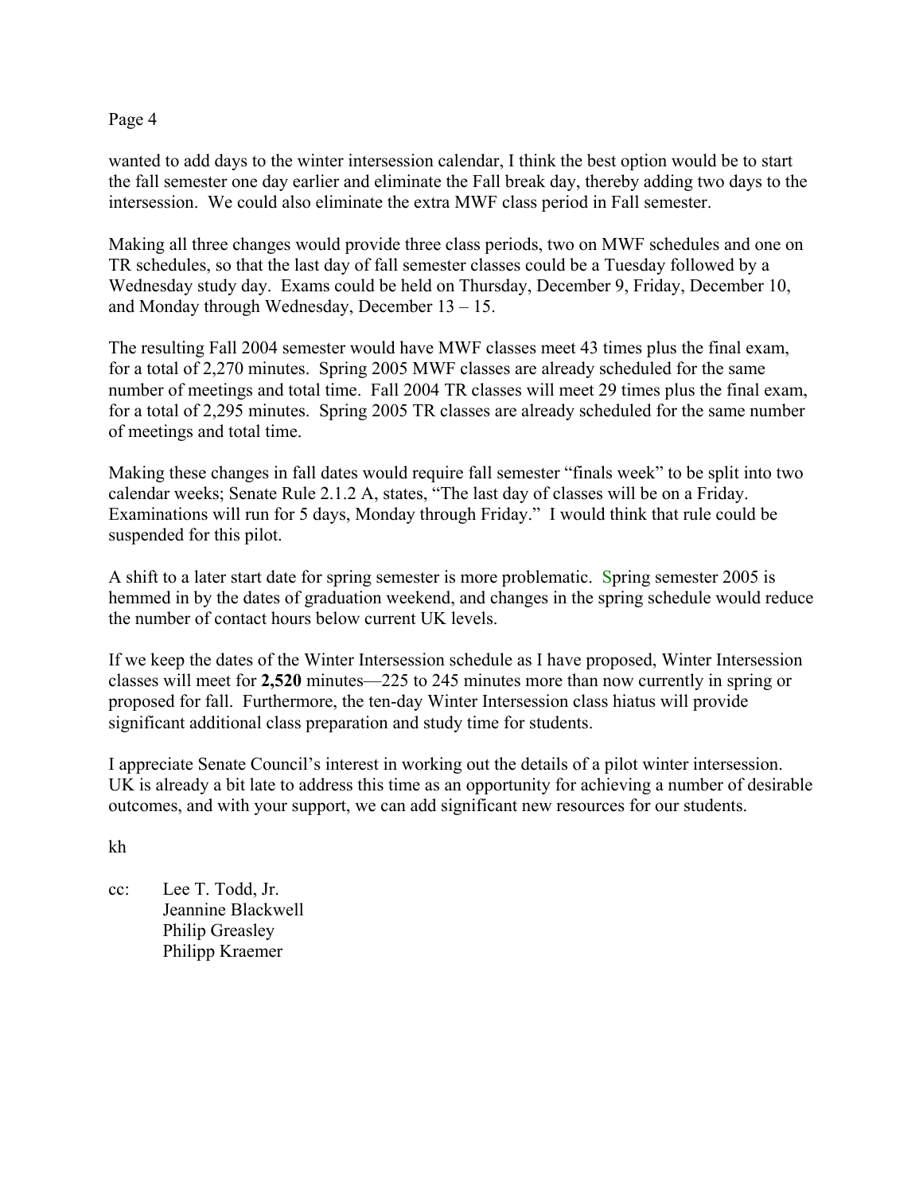wanted to add days to the winter intersession calendar, I think the best option would be to start the fall semester one day earlier and eliminate the Fall break day, thereby adding two days to the intersession. We could also eliminate the extra MWF class period in Fall semester.

Making all three changes would provide three class periods, two on MWF schedules and one on TR schedules, so that the last day of fall semester classes could be a Tuesday followed by a Wednesday study day. Exams could be held on Thursday, December 9, Friday, December 10, and Monday through Wednesday, December 13 – 15.

The resulting Fall 2004 semester would have MWF classes meet 43 times plus the final exam, for a total of 2,270 minutes. Spring 2005 MWF classes are already scheduled for the same number of meetings and total time. Fall 2004 TR classes will meet 29 times plus the final exam, for a total of 2,295 minutes. Spring 2005 TR classes are already scheduled for the same number of meetings and total time.

Making these changes in fall dates would require fall semester "finals week" to be split into two calendar weeks; Senate Rule 2.1.2 A, states, "The last day of classes will be on a Friday. Examinations will run for 5 days, Monday through Friday." I would think that rule could be suspended for this pilot.

A shift to a later start date for spring semester is more problematic. Spring semester 2005 is hemmed in by the dates of graduation weekend, and changes in the spring schedule would reduce the number of contact hours below current UK levels.

If we keep the dates of the Winter Intersession schedule as I have proposed, Winter Intersession classes will meet for **2,520** minutes—225 to 245 minutes more than now currently in spring or proposed for fall. Furthermore, the ten-day Winter Intersession class hiatus will provide significant additional class preparation and study time for students.

I appreciate Senate Council's interest in working out the details of a pilot winter intersession. UK is already a bit late to address this time as an opportunity for achieving a number of desirable outcomes, and with your support, we can add significant new resources for our students.

kh

cc: Lee T. Todd, Jr.
Jeannine Blackwell
Philip Greasley
Philipp Kraemer